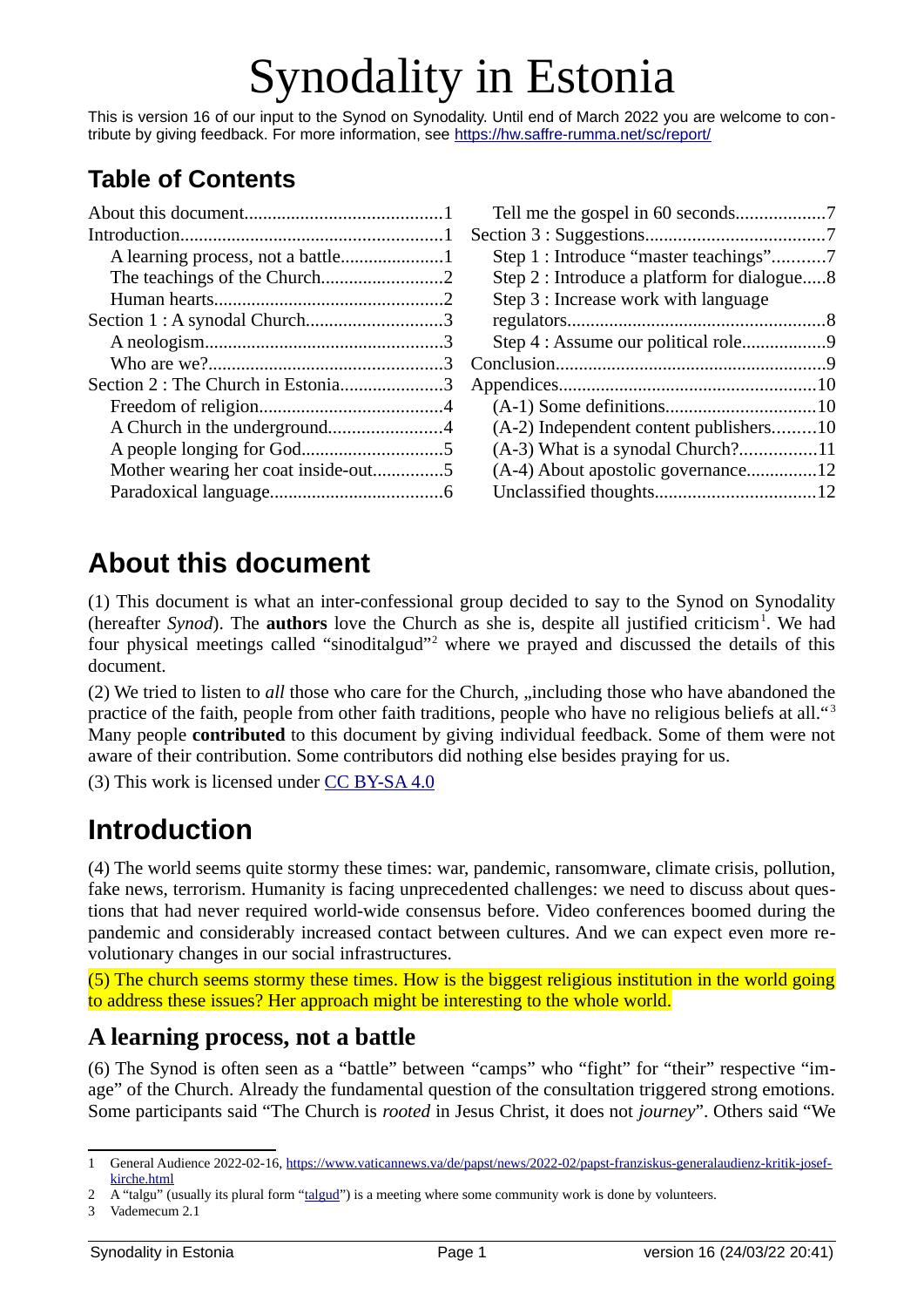# Synodality in Estonia

This is version 16 of our input to the Synod on Synodality. Until end of March 2022 you are welcome to contribute by giving feedback. For more information, see https://hw.saffre-rumma.net/sc/report/

## Table of Contents

- About this document....1
- Introduction....1
  - A learning process, not a battle....1
  - The teachings of the Church....2
  - Human hearts....2
- Section 1 : A synodal Church....3
  - A neologism....3
  - Who are we?....3
- Section 2 : The Church in Estonia....3
  - Freedom of religion....4
  - A Church in the underground....4
  - A people longing for God....5
  - Mother wearing her coat inside-out....5
  - Paradoxical language....6
  - Tell me the gospel in 60 seconds....7
- Section 3 : Suggestions....7
  - Step 1 : Introduce "master teachings"....7
  - Step 2 : Introduce a platform for dialogue....8
  - Step 3 : Increase work with language regulators....8
  - Step 4 : Assume our political role....9
- Conclusion....9
- Appendices....10
  - (A-1) Some definitions....10
  - (A-2) Independent content publishers....10
  - (A-3) What is a synodal Church?....11
  - (A-4) About apostolic governance....12
  - Unclassified thoughts....12

## About this document

(1) This document is what an inter-confessional group decided to say to the Synod on Synodality (hereafter *Synod*). The **authors** love the Church as she is, despite all justified criticism[1]. We had four physical meetings called "sinoditalgud"[2] where we prayed and discussed the details of this document.

(2) We tried to listen to *all* those who care for the Church, „including those who have abandoned the practice of the faith, people from other faith traditions, people who have no religious beliefs at all."[3] Many people **contributed** to this document by giving individual feedback. Some of them were not aware of their contribution. Some contributors did nothing else besides praying for us.

(3) This work is licensed under CC BY-SA 4.0

## Introduction

(4) The world seems quite stormy these times: war, pandemic, ransomware, climate crisis, pollution, fake news, terrorism. Humanity is facing unprecedented challenges: we need to discuss about questions that had never required world-wide consensus before. Video conferences boomed during the pandemic and considerably increased contact between cultures. And we can expect even more revolutionary changes in our social infrastructures.

(5) The church seems stormy these times. How is the biggest religious institution in the world going to address these issues? Her approach might be interesting to the whole world.

### A learning process, not a battle

(6) The Synod is often seen as a "battle" between "camps" who "fight" for "their" respective "image" of the Church. Already the fundamental question of the consultation triggered strong emotions. Some participants said "The Church is *rooted* in Jesus Christ, it does not *journey*". Others said "We

---

1 General Audience 2022-02-16, https://www.vaticannews.va/de/papst/news/2022-02/papst-franziskus-generalaudienz-kritik-josef-kirche.html

2 A "talgu" (usually its plural form "talgud") is a meeting where some community work is done by volunteers.

3 Vademecum 2.1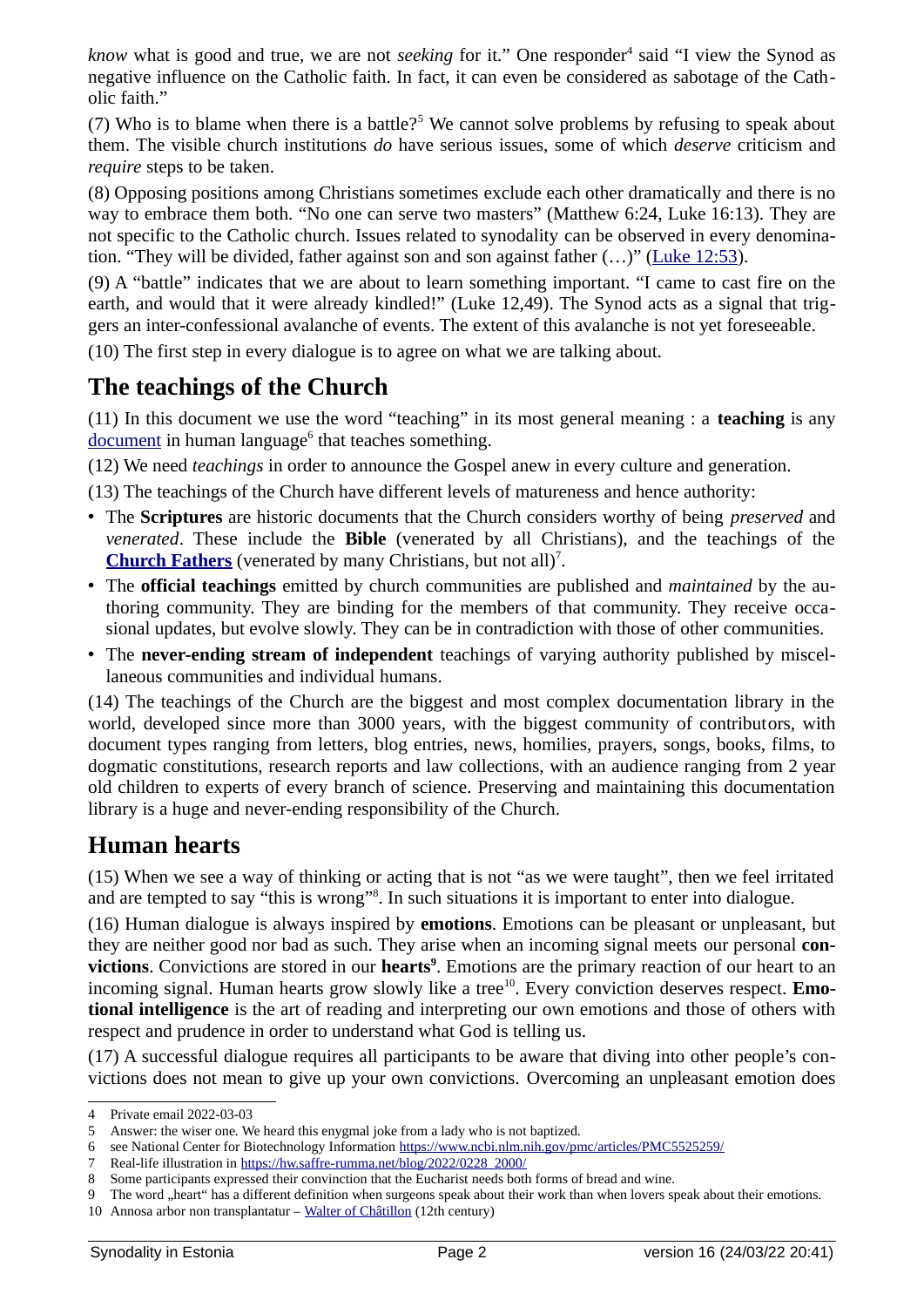*know* what is good and true, we are not *seeking* for it." One responder[4] said "I view the Synod as negative influence on the Catholic faith. In fact, it can even be considered as sabotage of the Catholic faith."

(7) Who is to blame when there is a battle?[5] We cannot solve problems by refusing to speak about them. The visible church institutions *do* have serious issues, some of which *deserve* criticism and *require* steps to be taken.

(8) Opposing positions among Christians sometimes exclude each other dramatically and there is no way to embrace them both. "No one can serve two masters" (Matthew 6:24, Luke 16:13). They are not specific to the Catholic church. Issues related to synodality can be observed in every denomination. "They will be divided, father against son and son against father (…)" (Luke 12:53).

(9) A "battle" indicates that we are about to learn something important. "I came to cast fire on the earth, and would that it were already kindled!" (Luke 12,49). The Synod acts as a signal that triggers an inter-confessional avalanche of events. The extent of this avalanche is not yet foreseeable.

(10) The first step in every dialogue is to agree on what we are talking about.

## The teachings of the Church

(11) In this document we use the word "teaching" in its most general meaning : a **teaching** is any document in human language[6] that teaches something.

(12) We need *teachings* in order to announce the Gospel anew in every culture and generation.

(13) The teachings of the Church have different levels of matureness and hence authority:

- The **Scriptures** are historic documents that the Church considers worthy of being *preserved* and *venerated*. These include the **Bible** (venerated by all Christians), and the teachings of the **Church Fathers** (venerated by many Christians, but not all)[7].
- The **official teachings** emitted by church communities are published and *maintained* by the authoring community. They are binding for the members of that community. They receive occasional updates, but evolve slowly. They can be in contradiction with those of other communities.
- The **never-ending stream of independent** teachings of varying authority published by miscellaneous communities and individual humans.

(14) The teachings of the Church are the biggest and most complex documentation library in the world, developed since more than 3000 years, with the biggest community of contributors, with document types ranging from letters, blog entries, news, homilies, prayers, songs, books, films, to dogmatic constitutions, research reports and law collections, with an audience ranging from 2 year old children to experts of every branch of science. Preserving and maintaining this documentation library is a huge and never-ending responsibility of the Church.

## Human hearts

(15) When we see a way of thinking or acting that is not "as we were taught", then we feel irritated and are tempted to say "this is wrong"[8]. In such situations it is important to enter into dialogue.

(16) Human dialogue is always inspired by **emotions**. Emotions can be pleasant or unpleasant, but they are neither good nor bad as such. They arise when an incoming signal meets our personal **convictions**. Convictions are stored in our **hearts**[9]. Emotions are the primary reaction of our heart to an incoming signal. Human hearts grow slowly like a tree[10]. Every conviction deserves respect. **Emotional intelligence** is the art of reading and interpreting our own emotions and those of others with respect and prudence in order to understand what God is telling us.

(17) A successful dialogue requires all participants to be aware that diving into other people's convictions does not mean to give up your own convictions. Overcoming an unpleasant emotion does

---

4 Private email 2022-03-03

5 Answer: the wiser one. We heard this enygmal joke from a lady who is not baptized.

6 see National Center for Biotechnology Information https://www.ncbi.nlm.nih.gov/pmc/articles/PMC5525259/

7 Real-life illustration in https://hw.saffre-rumma.net/blog/2022/0228_2000/

8 Some participants expressed their convinction that the Eucharist needs both forms of bread and wine.

9 The word „heart" has a different definition when surgeons speak about their work than when lovers speak about their emotions.

10 Annosa arbor non transplantatur – Walter of Châtillon (12th century)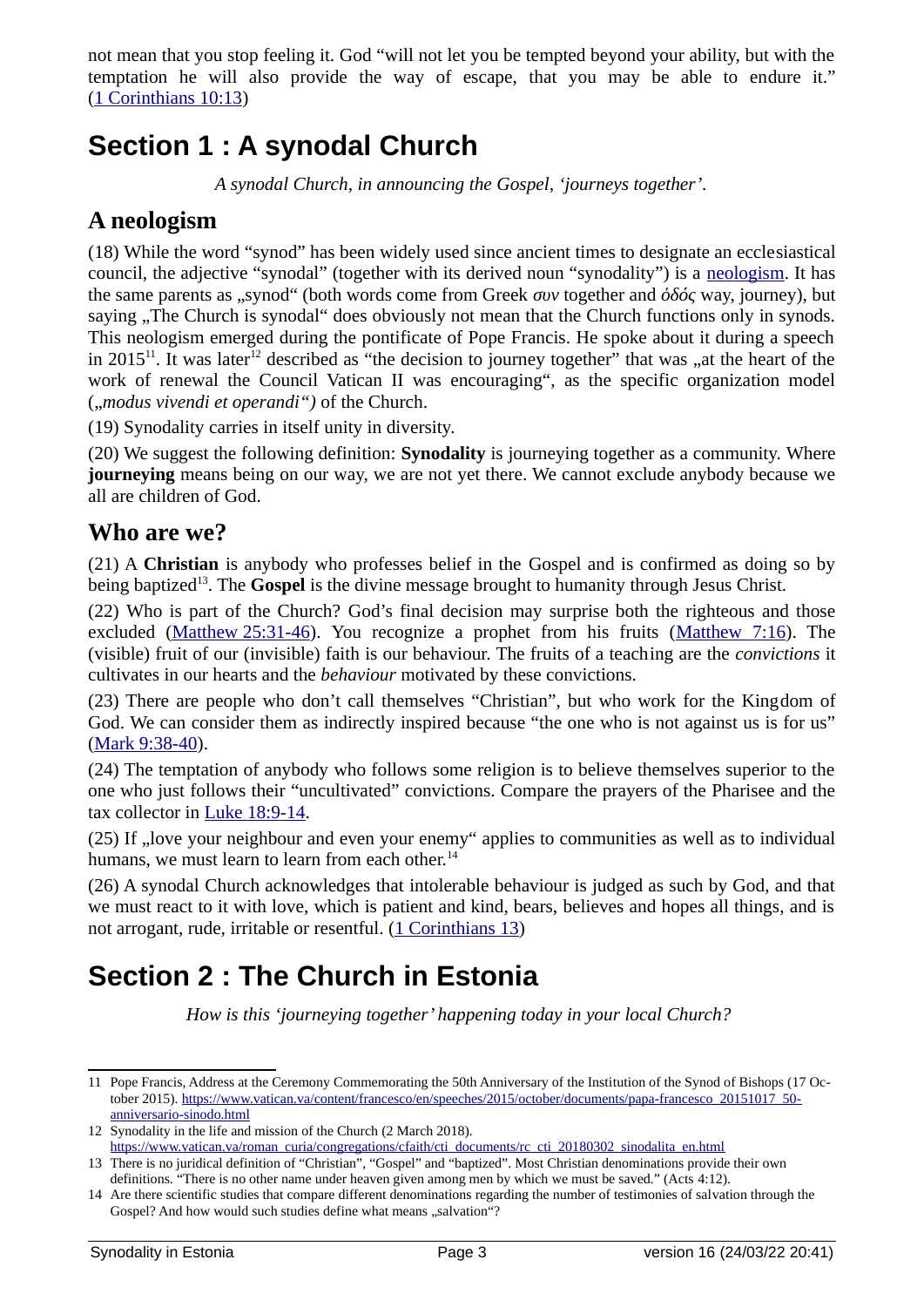not mean that you stop feeling it. God "will not let you be tempted beyond your ability, but with the temptation he will also provide the way of escape, that you may be able to endure it." (1 Corinthians 10:13)

# Section 1 : A synodal Church

*A synodal Church, in announcing the Gospel, 'journeys together'.*

## A neologism

(18) While the word "synod" has been widely used since ancient times to designate an ecclesiastical council, the adjective "synodal" (together with its derived noun "synodality") is a neologism. It has the same parents as „synod" (both words come from Greek *συν* together and *ὁδός* way, journey), but saying „The Church is synodal" does obviously not mean that the Church functions only in synods. This neologism emerged during the pontificate of Pope Francis. He spoke about it during a speech in 2015[11]. It was later[12] described as "the decision to journey together" that was „at the heart of the work of renewal the Council Vatican II was encouraging", as the specific organization model (*„modus vivendi et operandi")* of the Church.

(19) Synodality carries in itself unity in diversity.

(20) We suggest the following definition: **Synodality** is journeying together as a community. Where **journeying** means being on our way, we are not yet there. We cannot exclude anybody because we all are children of God.

## Who are we?

(21) A **Christian** is anybody who professes belief in the Gospel and is confirmed as doing so by being baptized[13]. The **Gospel** is the divine message brought to humanity through Jesus Christ.

(22) Who is part of the Church? God's final decision may surprise both the righteous and those excluded (Matthew 25:31-46). You recognize a prophet from his fruits (Matthew 7:16). The (visible) fruit of our (invisible) faith is our behaviour. The fruits of a teaching are the *convictions* it cultivates in our hearts and the *behaviour* motivated by these convictions.

(23) There are people who don't call themselves "Christian", but who work for the Kingdom of God. We can consider them as indirectly inspired because "the one who is not against us is for us" (Mark 9:38-40).

(24) The temptation of anybody who follows some religion is to believe themselves superior to the one who just follows their "uncultivated" convictions. Compare the prayers of the Pharisee and the tax collector in Luke 18:9-14.

(25) If „love your neighbour and even your enemy" applies to communities as well as to individual humans, we must learn to learn from each other.[14]

(26) A synodal Church acknowledges that intolerable behaviour is judged as such by God, and that we must react to it with love, which is patient and kind, bears, believes and hopes all things, and is not arrogant, rude, irritable or resentful. (1 Corinthians 13)

# Section 2 : The Church in Estonia

*How is this 'journeying together' happening today in your local Church?*

---

11 Pope Francis, Address at the Ceremony Commemorating the 50th Anniversary of the Institution of the Synod of Bishops (17 October 2015). https://www.vatican.va/content/francesco/en/speeches/2015/october/documents/papa-francesco_20151017_50-anniversario-sinodo.html

12 Synodality in the life and mission of the Church (2 March 2018). https://www.vatican.va/roman_curia/congregations/cfaith/cti_documents/rc_cti_20180302_sinodalita_en.html

13 There is no juridical definition of "Christian", "Gospel" and "baptized". Most Christian denominations provide their own definitions. "There is no other name under heaven given among men by which we must be saved." (Acts 4:12).

14 Are there scientific studies that compare different denominations regarding the number of testimonies of salvation through the Gospel? And how would such studies define what means „salvation"?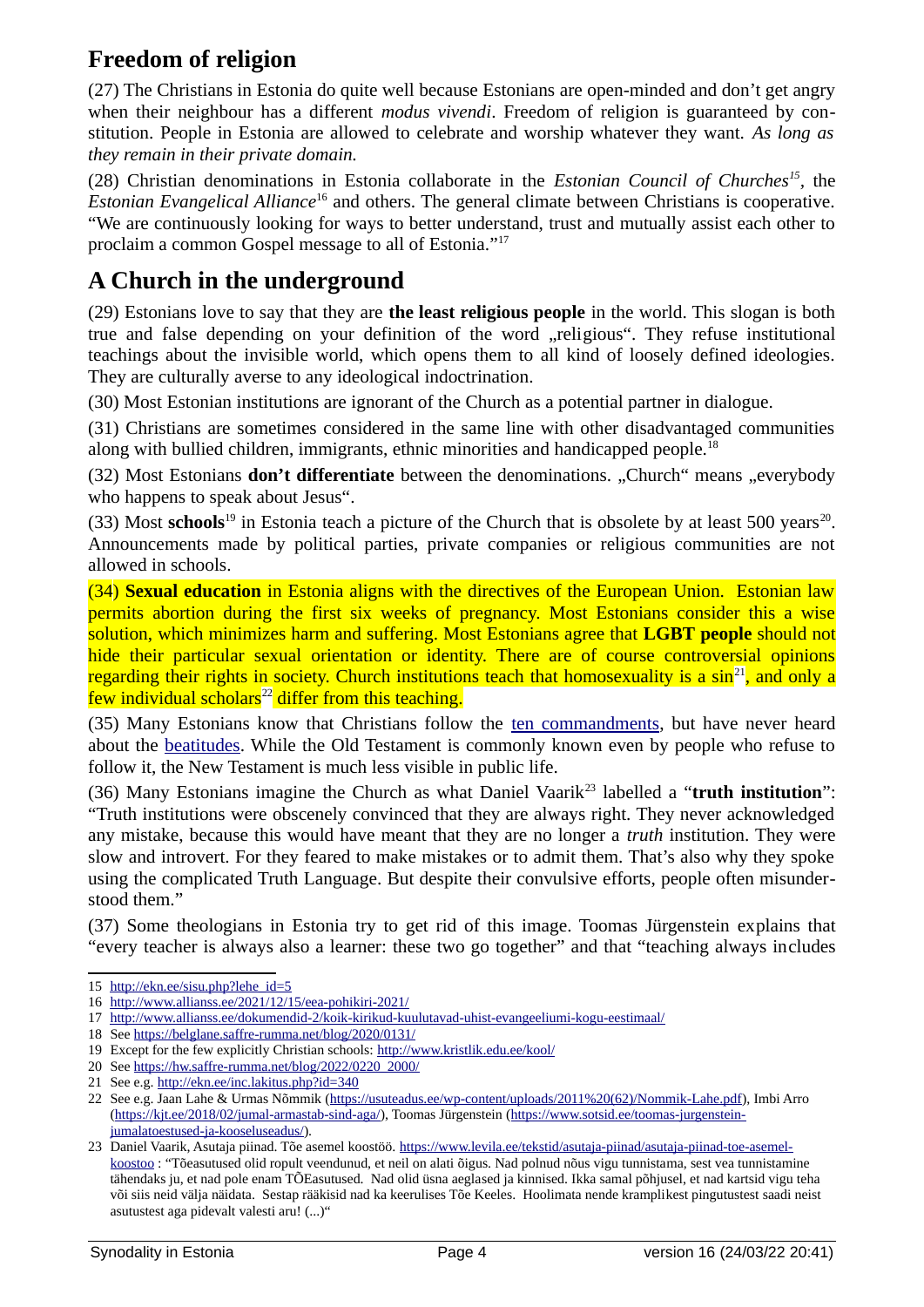## Freedom of religion

(27) The Christians in Estonia do quite well because Estonians are open-minded and don't get angry when their neighbour has a different *modus vivendi*. Freedom of religion is guaranteed by constitution. People in Estonia are allowed to celebrate and worship whatever they want. *As long as they remain in their private domain.*

(28) Christian denominations in Estonia collaborate in the *Estonian Council of Churches*[15], the *Estonian Evangelical Alliance*[16] and others. The general climate between Christians is cooperative. "We are continuously looking for ways to better understand, trust and mutually assist each other to proclaim a common Gospel message to all of Estonia."[17]

## A Church in the underground

(29) Estonians love to say that they are **the least religious people** in the world. This slogan is both true and false depending on your definition of the word „religious". They refuse institutional teachings about the invisible world, which opens them to all kind of loosely defined ideologies. They are culturally averse to any ideological indoctrination.

(30) Most Estonian institutions are ignorant of the Church as a potential partner in dialogue.

(31) Christians are sometimes considered in the same line with other disadvantaged communities along with bullied children, immigrants, ethnic minorities and handicapped people.[18]

(32) Most Estonians **don't differentiate** between the denominations. „Church" means „everybody who happens to speak about Jesus".

(33) Most **schools**[19] in Estonia teach a picture of the Church that is obsolete by at least 500 years[20]. Announcements made by political parties, private companies or religious communities are not allowed in schools.

(34) **Sexual education** in Estonia aligns with the directives of the European Union. Estonian law permits abortion during the first six weeks of pregnancy. Most Estonians consider this a wise solution, which minimizes harm and suffering. Most Estonians agree that **LGBT people** should not hide their particular sexual orientation or identity. There are of course controversial opinions regarding their rights in society. Church institutions teach that homosexuality is a sin[21], and only a few individual scholars[22] differ from this teaching.

(35) Many Estonians know that Christians follow the [ten commandments](), but have never heard about the [beatitudes](). While the Old Testament is commonly known even by people who refuse to follow it, the New Testament is much less visible in public life.

(36) Many Estonians imagine the Church as what Daniel Vaarik[23] labelled a "**truth institution**": "Truth institutions were obscenely convinced that they are always right. They never acknowledged any mistake, because this would have meant that they are no longer a *truth* institution. They were slow and introvert. For they feared to make mistakes or to admit them. That's also why they spoke using the complicated Truth Language. But despite their convulsive efforts, people often misunderstood them."

(37) Some theologians in Estonia try to get rid of this image. Toomas Jürgenstein explains that "every teacher is always also a learner: these two go together" and that "teaching always includes

---

15 http://ekn.ee/sisu.php?lehe_id=5

16 http://www.allianss.ee/2021/12/15/eea-pohikiri-2021/

17 http://www.allianss.ee/dokumendid-2/koik-kirikud-kuulutavad-uhist-evangeeliumi-kogu-eestimaal/

18 See https://belglane.saffre-rumma.net/blog/2020/0131/

19 Except for the few explicitly Christian schools: http://www.kristlik.edu.ee/kool/

20 See https://hw.saffre-rumma.net/blog/2022/0220_2000/

21 See e.g. http://ekn.ee/inc.lakitus.php?id=340

22 See e.g. Jaan Lahe & Urmas Nõmmik (https://usuteadus.ee/wp-content/uploads/2011%20(62)/Nommik-Lahe.pdf), Imbi Arro (https://kjt.ee/2018/02/jumal-armastab-sind-aga/), Toomas Jürgenstein (https://www.sotsid.ee/toomas-jurgenstein-jumalatoestused-ja-kooseluseadus/).

23 Daniel Vaarik, Asutaja piinad. Tõe asemel koostöö. https://www.levila.ee/tekstid/asutaja-piinad/asutaja-piinad-toe-asemel-koostoo : "Tõeasutused olid ropult veendunud, et neil on alati õigus. Nad polnud nõus vigu tunnistama, sest vea tunnistamine tähendaks ju, et nad pole enam TÕEasutused. Nad olid üsna aeglased ja kinnised. Ikka samal põhjusel, et nad kartsid vigu teha või siis neid välja näidata. Sestap rääkisid nad ka keerulises Tõe Keeles. Hoolimata nende kramplikest pingutustest saadi neist asutustest aga pidevalt valesti aru! (...)"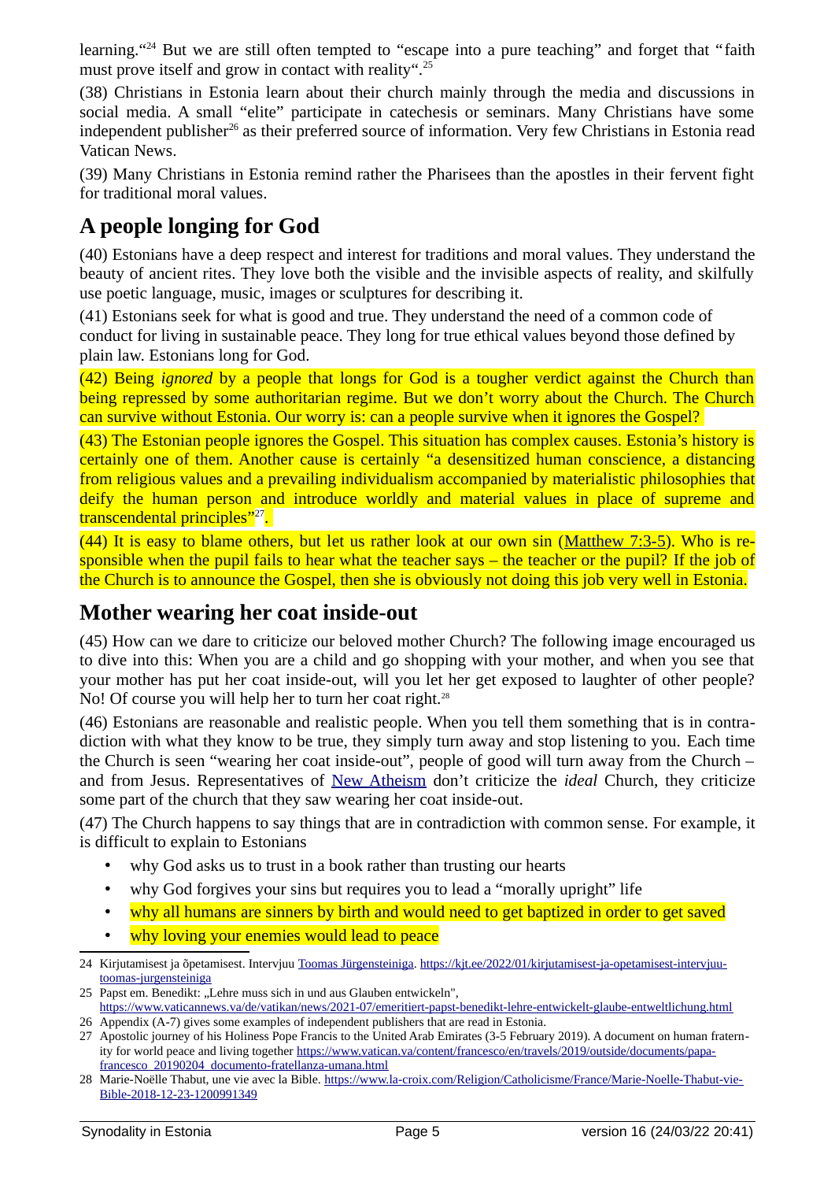learning."[24] But we are still often tempted to "escape into a pure teaching" and forget that "faith must prove itself and grow in contact with reality".[25]

(38) Christians in Estonia learn about their church mainly through the media and discussions in social media. A small "elite" participate in catechesis or seminars. Many Christians have some independent publisher[26] as their preferred source of information. Very few Christians in Estonia read Vatican News.

(39) Many Christians in Estonia remind rather the Pharisees than the apostles in their fervent fight for traditional moral values.

## A people longing for God

(40) Estonians have a deep respect and interest for traditions and moral values. They understand the beauty of ancient rites. They love both the visible and the invisible aspects of reality, and skilfully use poetic language, music, images or sculptures for describing it.

(41) Estonians seek for what is good and true. They understand the need of a common code of conduct for living in sustainable peace. They long for true ethical values beyond those defined by plain law. Estonians long for God.

(42) Being *ignored* by a people that longs for God is a tougher verdict against the Church than being repressed by some authoritarian regime. But we don't worry about the Church. The Church can survive without Estonia. Our worry is: can a people survive when it ignores the Gospel?

(43) The Estonian people ignores the Gospel. This situation has complex causes. Estonia's history is certainly one of them. Another cause is certainly "a desensitized human conscience, a distancing from religious values and a prevailing individualism accompanied by materialistic philosophies that deify the human person and introduce worldly and material values in place of supreme and transcendental principles"[27].

(44) It is easy to blame others, but let us rather look at our own sin (Matthew 7:3-5). Who is responsible when the pupil fails to hear what the teacher says – the teacher or the pupil? If the job of the Church is to announce the Gospel, then she is obviously not doing this job very well in Estonia.

## Mother wearing her coat inside-out

(45) How can we dare to criticize our beloved mother Church? The following image encouraged us to dive into this: When you are a child and go shopping with your mother, and when you see that your mother has put her coat inside-out, will you let her get exposed to laughter of other people? No! Of course you will help her to turn her coat right.[28]

(46) Estonians are reasonable and realistic people. When you tell them something that is in contradiction with what they know to be true, they simply turn away and stop listening to you. Each time the Church is seen "wearing her coat inside-out", people of good will turn away from the Church – and from Jesus. Representatives of New Atheism don't criticize the *ideal* Church, they criticize some part of the church that they saw wearing her coat inside-out.

(47) The Church happens to say things that are in contradiction with common sense. For example, it is difficult to explain to Estonians

- why God asks us to trust in a book rather than trusting our hearts
- why God forgives your sins but requires you to lead a "morally upright" life
- why all humans are sinners by birth and would need to get baptized in order to get saved
- why loving your enemies would lead to peace

---

24 Kirjutamisest ja õpetamisest. Intervjuu Toomas Jürgensteiniga. https://kjt.ee/2022/01/kirjutamisest-ja-opetamisest-intervjuu-toomas-jurgensteiniga

25 Papst em. Benedikt: „Lehre muss sich in und aus Glauben entwickeln", https://www.vaticannews.va/de/vatikan/news/2021-07/emeritiert-papst-benedikt-lehre-entwickelt-glaube-entweltlichung.html

26 Appendix (A-7) gives some examples of independent publishers that are read in Estonia.

27 Apostolic journey of his Holiness Pope Francis to the United Arab Emirates (3-5 February 2019). A document on human fraternity for world peace and living together https://www.vatican.va/content/francesco/en/travels/2019/outside/documents/papa-francesco_20190204_documento-fratellanza-umana.html

28 Marie-Noëlle Thabut, une vie avec la Bible. https://www.la-croix.com/Religion/Catholicisme/France/Marie-Noelle-Thabut-vie-Bible-2018-12-23-1200991349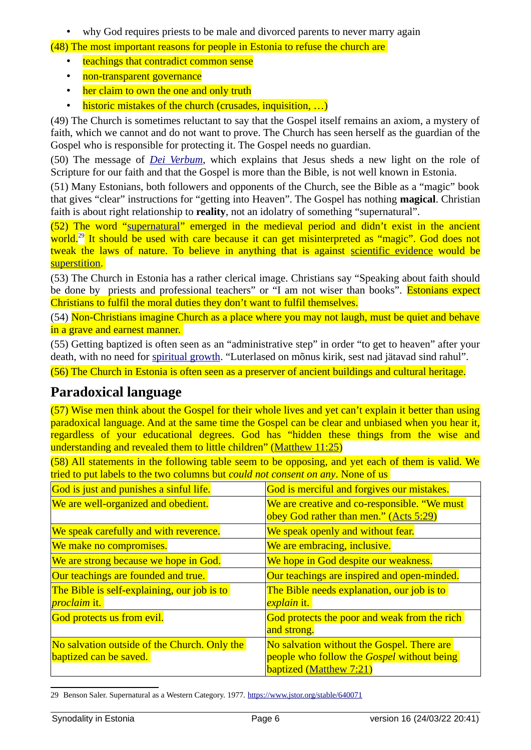- why God requires priests to be male and divorced parents to never marry again

(48) The most important reasons for people in Estonia to refuse the church are

- teachings that contradict common sense
- non-transparent governance
- her claim to own the one and only truth
- historic mistakes of the church (crusades, inquisition, …)

(49) The Church is sometimes reluctant to say that the Gospel itself remains an axiom, a mystery of faith, which we cannot and do not want to prove. The Church has seen herself as the guardian of the Gospel who is responsible for protecting it. The Gospel needs no guardian.

(50) The message of *Dei Verbum*, which explains that Jesus sheds a new light on the role of Scripture for our faith and that the Gospel is more than the Bible, is not well known in Estonia.

(51) Many Estonians, both followers and opponents of the Church, see the Bible as a "magic" book that gives "clear" instructions for "getting into Heaven". The Gospel has nothing **magical**. Christian faith is about right relationship to **reality**, not an idolatry of something "supernatural".

(52) The word "supernatural" emerged in the medieval period and didn't exist in the ancient world.[29] It should be used with care because it can get misinterpreted as "magic". God does not tweak the laws of nature. To believe in anything that is against scientific evidence would be superstition.

(53) The Church in Estonia has a rather clerical image. Christians say "Speaking about faith should be done by priests and professional teachers" or "I am not wiser than books". Estonians expect Christians to fulfil the moral duties they don't want to fulfil themselves.

(54) Non-Christians imagine Church as a place where you may not laugh, must be quiet and behave in a grave and earnest manner.

(55) Getting baptized is often seen as an "administrative step" in order "to get to heaven" after your death, with no need for spiritual growth. "Luterlased on mõnus kirik, sest nad jätavad sind rahul".

(56) The Church in Estonia is often seen as a preserver of ancient buildings and cultural heritage.

## Paradoxical language

(57) Wise men think about the Gospel for their whole lives and yet can't explain it better than using paradoxical language. And at the same time the Gospel can be clear and unbiased when you hear it, regardless of your educational degrees. God has "hidden these things from the wise and understanding and revealed them to little children" (Matthew 11:25)

(58) All statements in the following table seem to be opposing, and yet each of them is valid. We tried to put labels to the two columns but *could not consent on any*. None of us

| | |
|---|---|
| God is just and punishes a sinful life. | God is merciful and forgives our mistakes. |
| We are well-organized and obedient. | We are creative and co-responsible. "We must obey God rather than men." (Acts 5:29) |
| We speak carefully and with reverence. | We speak openly and without fear. |
| We make no compromises. | We are embracing, inclusive. |
| We are strong because we hope in God. | We hope in God despite our weakness. |
| Our teachings are founded and true. | Our teachings are inspired and open-minded. |
| The Bible is self-explaining, our job is to *proclaim* it. | The Bible needs explanation, our job is to *explain* it. |
| God protects us from evil. | God protects the poor and weak from the rich and strong. |
| No salvation outside of the Church. Only the baptized can be saved. | No salvation without the Gospel. There are people who follow the *Gospel* without being baptized (Matthew 7:21) |

29 Benson Saler. Supernatural as a Western Category. 1977. https://www.jstor.org/stable/640071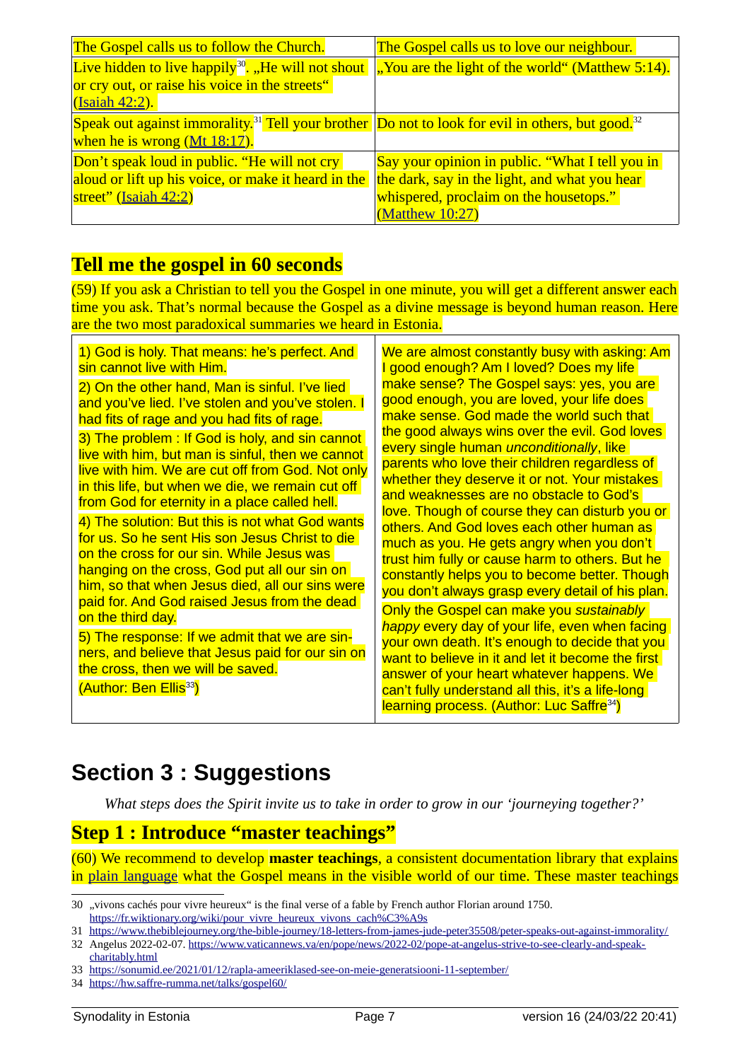| The Gospel calls us to follow the Church. | The Gospel calls us to love our neighbour. |
|---|---|
| Live hidden to live happily[30]. „He will not shout or cry out, or raise his voice in the streets“ (Isaiah 42:2). | „You are the light of the world“ (Matthew 5:14). |
| Speak out against immorality.[31] Tell your brother when he is wrong (Mt 18:17). | Do not to look for evil in others, but good.[32] |
| Don’t speak loud in public. “He will not cry aloud or lift up his voice, or make it heard in the street” (Isaiah 42:2) | Say your opinion in public. “What I tell you in the dark, say in the light, and what you hear whispered, proclaim on the housetops.” (Matthew 10:27) |

## Tell me the gospel in 60 seconds

(59) If you ask a Christian to tell you the Gospel in one minute, you will get a different answer each time you ask. That’s normal because the Gospel as a divine message is beyond human reason. Here are the two most paradoxical summaries we heard in Estonia.

| | |
|---|---|
| 1) God is holy. That means: he’s perfect. And sin cannot live with Him.<br>2) On the other hand, Man is sinful. I’ve lied and you’ve lied. I’ve stolen and you’ve stolen. I had fits of rage and you had fits of rage.<br>3) The problem : If God is holy, and sin cannot live with him, but man is sinful, then we cannot live with him. We are cut off from God. Not only in this life, but when we die, we remain cut off from God for eternity in a place called hell.<br>4) The solution: But this is not what God wants for us. So he sent His son Jesus Christ to die on the cross for our sin. While Jesus was hanging on the cross, God put all our sin on him, so that when Jesus died, all our sins were paid for. And God raised Jesus from the dead on the third day.<br>5) The response: If we admit that we are sinners, and believe that Jesus paid for our sin on the cross, then we will be saved.<br>(Author: Ben Ellis[33]) | We are almost constantly busy with asking: Am I good enough? Am I loved? Does my life make sense? The Gospel says: yes, you are good enough, you are loved, your life does make sense. God made the world such that the good always wins over the evil. God loves every single human *unconditionally*, like parents who love their children regardless of whether they deserve it or not. Your mistakes and weaknesses are no obstacle to God’s love. Though of course they can disturb you or others. And God loves each other human as much as you. He gets angry when you don’t trust him fully or cause harm to others. But he constantly helps you to become better. Though you don’t always grasp every detail of his plan.<br>Only the Gospel can make you *sustainably happy* every day of your life, even when facing your own death. It’s enough to decide that you want to believe in it and let it become the first answer of your heart whatever happens. We can’t fully understand all this, it’s a life-long learning process. (Author: Luc Saffre[34]) |

# Section 3 : Suggestions

*What steps does the Spirit invite us to take in order to grow in our ‘journeying together?’*

## Step 1 : Introduce “master teachings”

(60) We recommend to develop **master teachings**, a consistent documentation library that explains in plain language what the Gospel means in the visible world of our time. These master teachings

---

30 „vivons cachés pour vivre heureux“ is the final verse of a fable by French author Florian around 1750. https://fr.wiktionary.org/wiki/pour_vivre_heureux_vivons_cach%C3%A9s

31 https://www.thebiblejourney.org/the-bible-journey/18-letters-from-james-jude-peter35508/peter-speaks-out-against-immorality/

32 Angelus 2022-02-07. https://www.vaticannews.va/en/pope/news/2022-02/pope-at-angelus-strive-to-see-clearly-and-speak-charitably.html

33 https://sonumid.ee/2021/01/12/rapla-ameeriklased-see-on-meie-generatsiooni-11-september/

34 https://hw.saffre-rumma.net/talks/gospel60/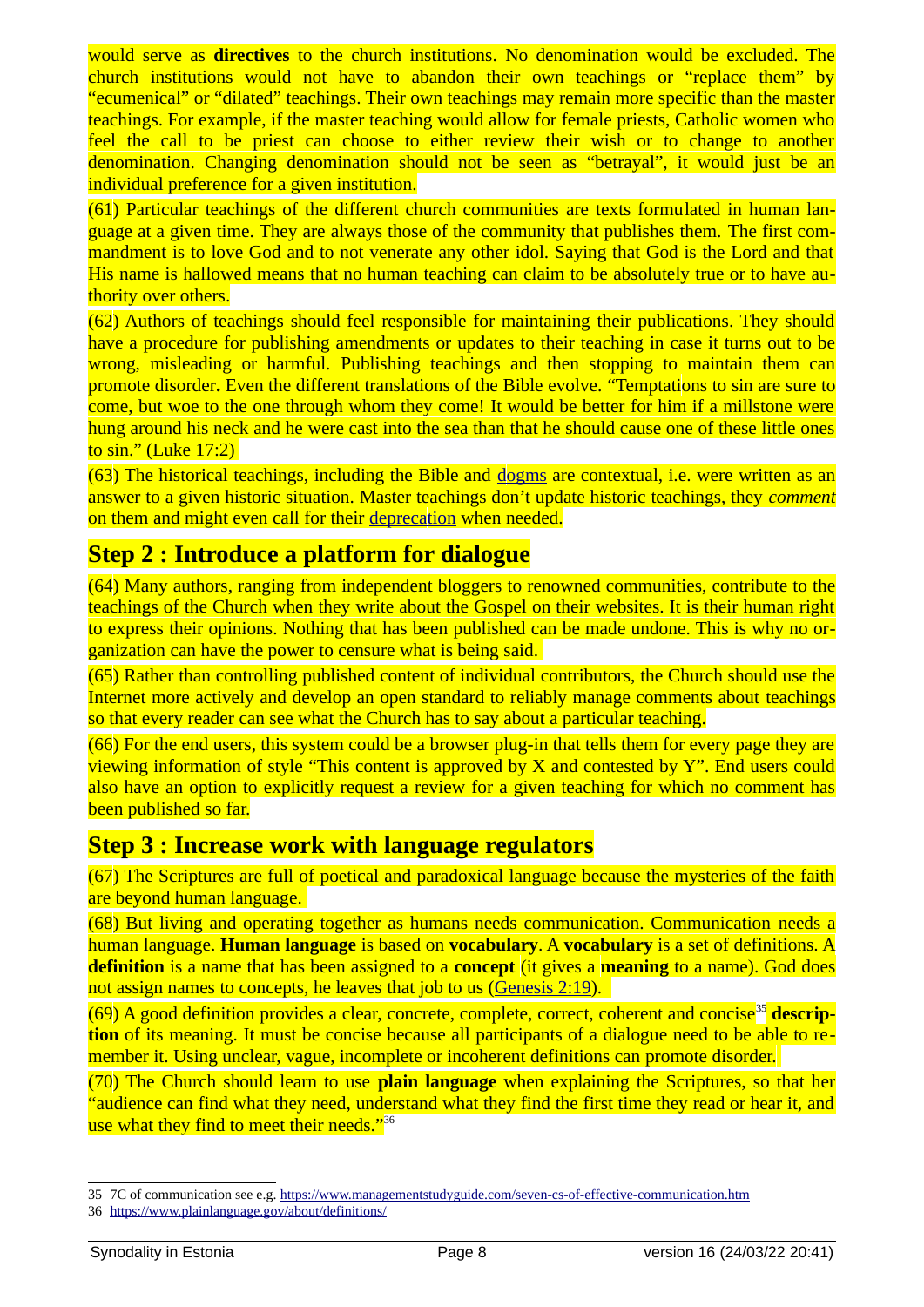would serve as **directives** to the church institutions. No denomination would be excluded. The church institutions would not have to abandon their own teachings or "replace them" by "ecumenical" or "dilated" teachings. Their own teachings may remain more specific than the master teachings. For example, if the master teaching would allow for female priests, Catholic women who feel the call to be priest can choose to either review their wish or to change to another denomination. Changing denomination should not be seen as "betrayal", it would just be an individual preference for a given institution.

(61) Particular teachings of the different church communities are texts formulated in human language at a given time. They are always those of the community that publishes them. The first commandment is to love God and to not venerate any other idol. Saying that God is the Lord and that His name is hallowed means that no human teaching can claim to be absolutely true or to have authority over others.

(62) Authors of teachings should feel responsible for maintaining their publications. They should have a procedure for publishing amendments or updates to their teaching in case it turns out to be wrong, misleading or harmful. Publishing teachings and then stopping to maintain them can promote disorder**.** Even the different translations of the Bible evolve. "Temptations to sin are sure to come, but woe to the one through whom they come! It would be better for him if a millstone were hung around his neck and he were cast into the sea than that he should cause one of these little ones to sin." (Luke 17:2)

(63) The historical teachings, including the Bible and dogms are contextual, i.e. were written as an answer to a given historic situation. Master teachings don't update historic teachings, they *comment* on them and might even call for their deprecation when needed.

## Step 2 : Introduce a platform for dialogue

(64) Many authors, ranging from independent bloggers to renowned communities, contribute to the teachings of the Church when they write about the Gospel on their websites. It is their human right to express their opinions. Nothing that has been published can be made undone. This is why no organization can have the power to censure what is being said.

(65) Rather than controlling published content of individual contributors, the Church should use the Internet more actively and develop an open standard to reliably manage comments about teachings so that every reader can see what the Church has to say about a particular teaching.

(66) For the end users, this system could be a browser plug-in that tells them for every page they are viewing information of style "This content is approved by X and contested by Y". End users could also have an option to explicitly request a review for a given teaching for which no comment has been published so far.

## Step 3 : Increase work with language regulators

(67) The Scriptures are full of poetical and paradoxical language because the mysteries of the faith are beyond human language.

(68) But living and operating together as humans needs communication. Communication needs a human language. **Human language** is based on **vocabulary**. A **vocabulary** is a set of definitions. A **definition** is a name that has been assigned to a **concept** (it gives a **meaning** to a name). God does not assign names to concepts, he leaves that job to us (Genesis 2:19).

(69) A good definition provides a clear, concrete, complete, correct, coherent and concise[35] **description** of its meaning. It must be concise because all participants of a dialogue need to be able to remember it. Using unclear, vague, incomplete or incoherent definitions can promote disorder.

(70) The Church should learn to use **plain language** when explaining the Scriptures, so that her "audience can find what they need, understand what they find the first time they read or hear it, and use what they find to meet their needs."[36]

---

35 7C of communication see e.g. https://www.managementstudyguide.com/seven-cs-of-effective-communication.htm

36 https://www.plainlanguage.gov/about/definitions/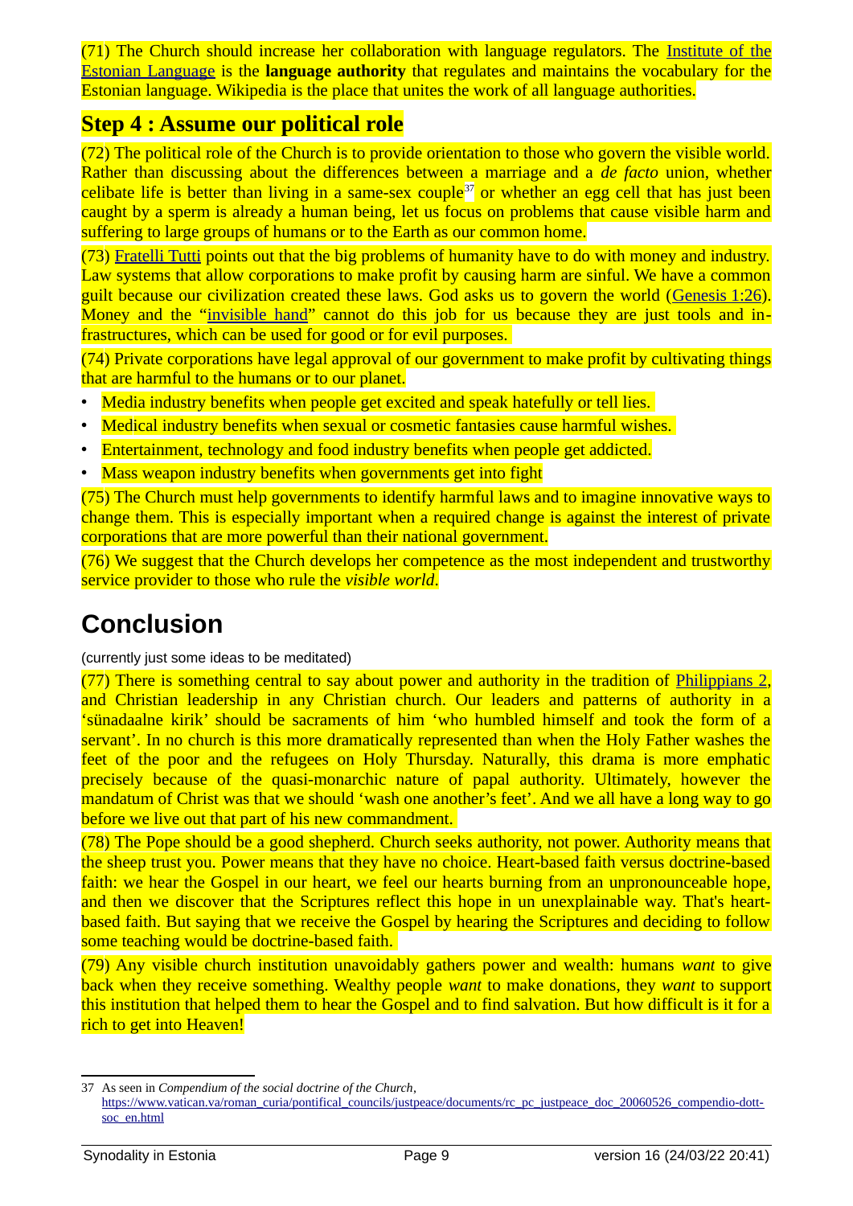(71) The Church should increase her collaboration with language regulators. The Institute of the Estonian Language is the **language authority** that regulates and maintains the vocabulary for the Estonian language. Wikipedia is the place that unites the work of all language authorities.

## Step 4 : Assume our political role

(72) The political role of the Church is to provide orientation to those who govern the visible world. Rather than discussing about the differences between a marriage and a *de facto* union, whether celibate life is better than living in a same-sex couple[37] or whether an egg cell that has just been caught by a sperm is already a human being, let us focus on problems that cause visible harm and suffering to large groups of humans or to the Earth as our common home.

(73) Fratelli Tutti points out that the big problems of humanity have to do with money and industry. Law systems that allow corporations to make profit by causing harm are sinful. We have a common guilt because our civilization created these laws. God asks us to govern the world (Genesis 1:26). Money and the "invisible hand" cannot do this job for us because they are just tools and infrastructures, which can be used for good or for evil purposes.

(74) Private corporations have legal approval of our government to make profit by cultivating things that are harmful to the humans or to our planet.

- Media industry benefits when people get excited and speak hatefully or tell lies.
- Medical industry benefits when sexual or cosmetic fantasies cause harmful wishes.
- Entertainment, technology and food industry benefits when people get addicted.
- Mass weapon industry benefits when governments get into fight

(75) The Church must help governments to identify harmful laws and to imagine innovative ways to change them. This is especially important when a required change is against the interest of private corporations that are more powerful than their national government.

(76) We suggest that the Church develops her competence as the most independent and trustworthy service provider to those who rule the *visible world*.

# Conclusion

(currently just some ideas to be meditated)

(77) There is something central to say about power and authority in the tradition of Philippians 2, and Christian leadership in any Christian church. Our leaders and patterns of authority in a 'sünadaalne kirik' should be sacraments of him 'who humbled himself and took the form of a servant'. In no church is this more dramatically represented than when the Holy Father washes the feet of the poor and the refugees on Holy Thursday. Naturally, this drama is more emphatic precisely because of the quasi-monarchic nature of papal authority. Ultimately, however the mandatum of Christ was that we should 'wash one another's feet'. And we all have a long way to go before we live out that part of his new commandment.

(78) The Pope should be a good shepherd. Church seeks authority, not power. Authority means that the sheep trust you. Power means that they have no choice. Heart-based faith versus doctrine-based faith: we hear the Gospel in our heart, we feel our hearts burning from an unpronounceable hope, and then we discover that the Scriptures reflect this hope in un unexplainable way. That's heart-based faith. But saying that we receive the Gospel by hearing the Scriptures and deciding to follow some teaching would be doctrine-based faith.

(79) Any visible church institution unavoidably gathers power and wealth: humans *want* to give back when they receive something. Wealthy people *want* to make donations, they *want* to support this institution that helped them to hear the Gospel and to find salvation. But how difficult is it for a rich to get into Heaven!

---

37 As seen in *Compendium of the social doctrine of the Church*, https://www.vatican.va/roman_curia/pontifical_councils/justpeace/documents/rc_pc_justpeace_doc_20060526_compendio-dott-soc_en.html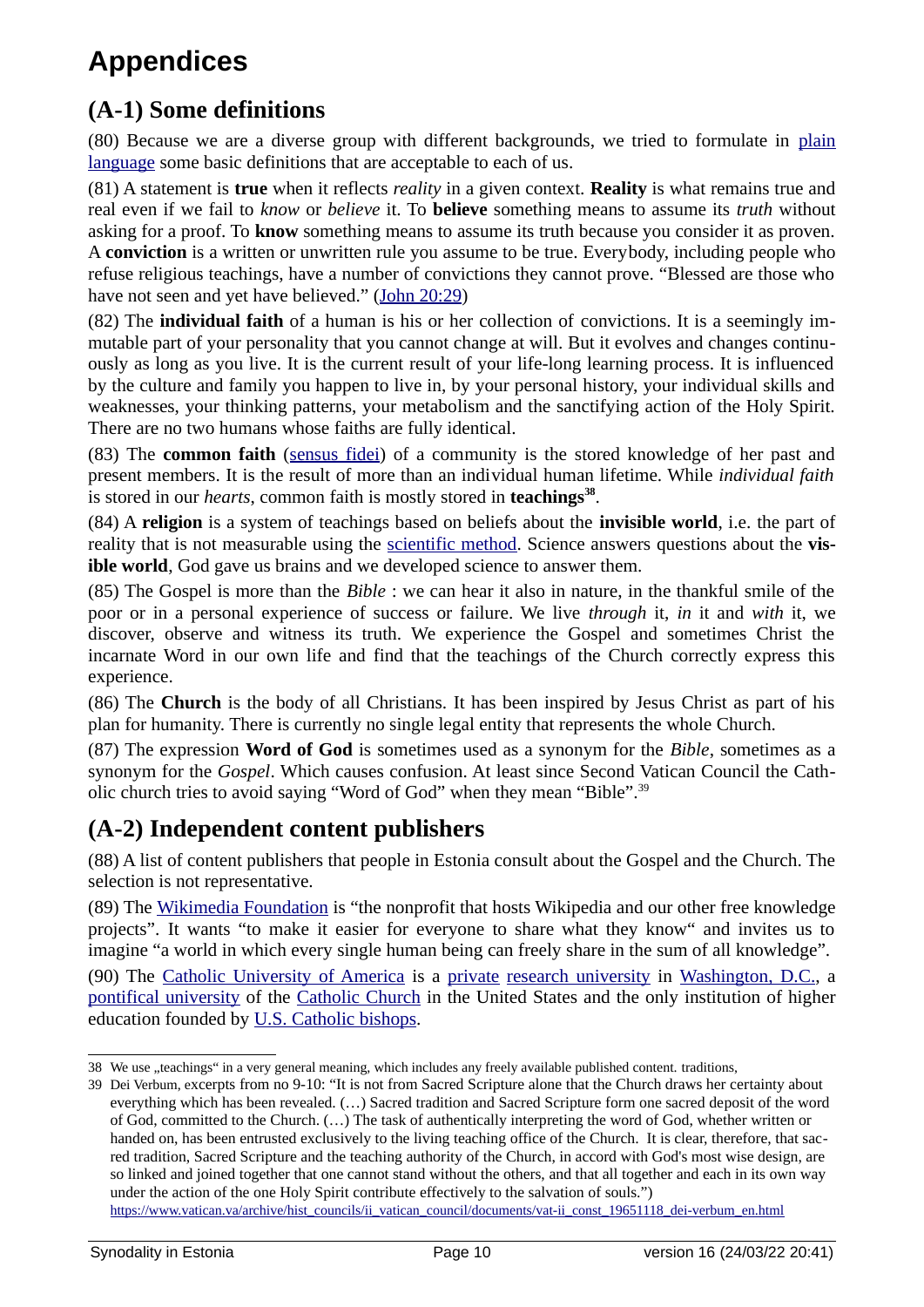# Appendices

## (A-1) Some definitions

(80) Because we are a diverse group with different backgrounds, we tried to formulate in plain language some basic definitions that are acceptable to each of us.

(81) A statement is **true** when it reflects *reality* in a given context. **Reality** is what remains true and real even if we fail to *know* or *believe* it. To **believe** something means to assume its *truth* without asking for a proof. To **know** something means to assume its truth because you consider it as proven. A **conviction** is a written or unwritten rule you assume to be true. Everybody, including people who refuse religious teachings, have a number of convictions they cannot prove. "Blessed are those who have not seen and yet have believed." (John 20:29)

(82) The **individual faith** of a human is his or her collection of convictions. It is a seemingly immutable part of your personality that you cannot change at will. But it evolves and changes continuously as long as you live. It is the current result of your life-long learning process. It is influenced by the culture and family you happen to live in, by your personal history, your individual skills and weaknesses, your thinking patterns, your metabolism and the sanctifying action of the Holy Spirit. There are no two humans whose faiths are fully identical.

(83) The **common faith** (sensus fidei) of a community is the stored knowledge of her past and present members. It is the result of more than an individual human lifetime. While *individual faith* is stored in our *hearts*, common faith is mostly stored in **teachings**[38].

(84) A **religion** is a system of teachings based on beliefs about the **invisible world**, i.e. the part of reality that is not measurable using the scientific method. Science answers questions about the **visible world**, God gave us brains and we developed science to answer them.

(85) The Gospel is more than the *Bible* : we can hear it also in nature, in the thankful smile of the poor or in a personal experience of success or failure. We live *through* it, *in* it and *with* it, we discover, observe and witness its truth. We experience the Gospel and sometimes Christ the incarnate Word in our own life and find that the teachings of the Church correctly express this experience.

(86) The **Church** is the body of all Christians. It has been inspired by Jesus Christ as part of his plan for humanity. There is currently no single legal entity that represents the whole Church.

(87) The expression **Word of God** is sometimes used as a synonym for the *Bible*, sometimes as a synonym for the *Gospel*. Which causes confusion. At least since Second Vatican Council the Catholic church tries to avoid saying "Word of God" when they mean "Bible".[39]

## (A-2) Independent content publishers

(88) A list of content publishers that people in Estonia consult about the Gospel and the Church. The selection is not representative.

(89) The Wikimedia Foundation is "the nonprofit that hosts Wikipedia and our other free knowledge projects". It wants "to make it easier for everyone to share what they know" and invites us to imagine "a world in which every single human being can freely share in the sum of all knowledge".

(90) The Catholic University of America is a private research university in Washington, D.C., a pontifical university of the Catholic Church in the United States and the only institution of higher education founded by U.S. Catholic bishops.

---

38 We use „teachings" in a very general meaning, which includes any freely available published content. traditions,

39 Dei Verbum, excerpts from no 9-10: "It is not from Sacred Scripture alone that the Church draws her certainty about everything which has been revealed. (…) Sacred tradition and Sacred Scripture form one sacred deposit of the word of God, committed to the Church. (…) The task of authentically interpreting the word of God, whether written or handed on, has been entrusted exclusively to the living teaching office of the Church. It is clear, therefore, that sacred tradition, Sacred Scripture and the teaching authority of the Church, in accord with God's most wise design, are so linked and joined together that one cannot stand without the others, and that all together and each in its own way under the action of the one Holy Spirit contribute effectively to the salvation of souls.") https://www.vatican.va/archive/hist_councils/ii_vatican_council/documents/vat-ii_const_19651118_dei-verbum_en.html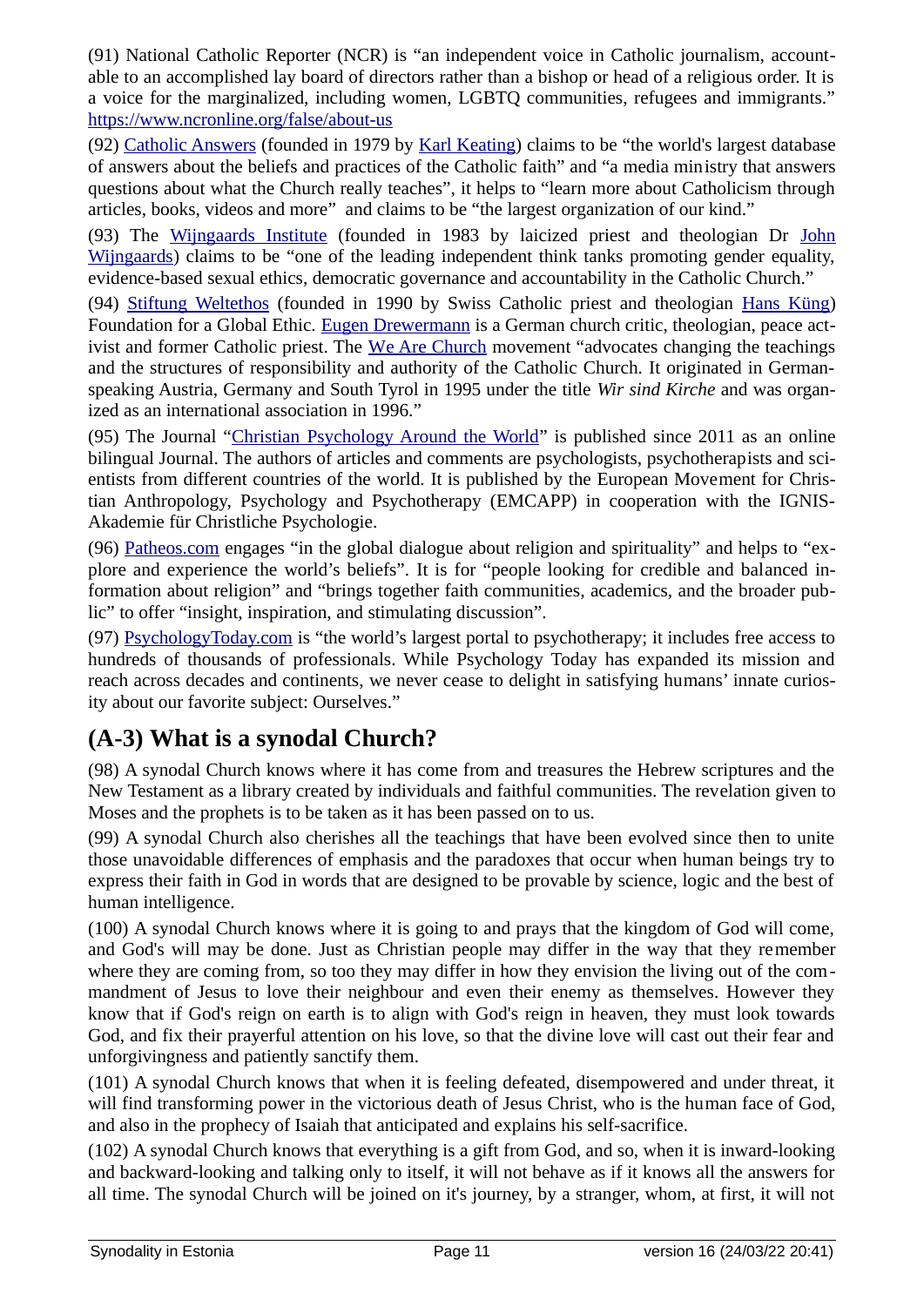(91) National Catholic Reporter (NCR) is "an independent voice in Catholic journalism, accountable to an accomplished lay board of directors rather than a bishop or head of a religious order. It is a voice for the marginalized, including women, LGBTQ communities, refugees and immigrants." https://www.ncronline.org/false/about-us

(92) Catholic Answers (founded in 1979 by Karl Keating) claims to be "the world's largest database of answers about the beliefs and practices of the Catholic faith" and "a media ministry that answers questions about what the Church really teaches", it helps to "learn more about Catholicism through articles, books, videos and more" and claims to be "the largest organization of our kind."

(93) The Wijngaards Institute (founded in 1983 by laicized priest and theologian Dr John Wijngaards) claims to be "one of the leading independent think tanks promoting gender equality, evidence-based sexual ethics, democratic governance and accountability in the Catholic Church."

(94) Stiftung Weltethos (founded in 1990 by Swiss Catholic priest and theologian Hans Küng) Foundation for a Global Ethic. Eugen Drewermann is a German church critic, theologian, peace activist and former Catholic priest. The We Are Church movement "advocates changing the teachings and the structures of responsibility and authority of the Catholic Church. It originated in German-speaking Austria, Germany and South Tyrol in 1995 under the title *Wir sind Kirche* and was organized as an international association in 1996."

(95) The Journal "Christian Psychology Around the World" is published since 2011 as an online bilingual Journal. The authors of articles and comments are psychologists, psychotherapists and scientists from different countries of the world. It is published by the European Movement for Christian Anthropology, Psychology and Psychotherapy (EMCAPP) in cooperation with the IGNIS-Akademie für Christliche Psychologie.

(96) Patheos.com engages "in the global dialogue about religion and spirituality" and helps to "explore and experience the world's beliefs". It is for "people looking for credible and balanced information about religion" and "brings together faith communities, academics, and the broader public" to offer "insight, inspiration, and stimulating discussion".

(97) PsychologyToday.com is "the world's largest portal to psychotherapy; it includes free access to hundreds of thousands of professionals. While Psychology Today has expanded its mission and reach across decades and continents, we never cease to delight in satisfying humans' innate curiosity about our favorite subject: Ourselves."

## (A-3) What is a synodal Church?

(98) A synodal Church knows where it has come from and treasures the Hebrew scriptures and the New Testament as a library created by individuals and faithful communities. The revelation given to Moses and the prophets is to be taken as it has been passed on to us.

(99) A synodal Church also cherishes all the teachings that have been evolved since then to unite those unavoidable differences of emphasis and the paradoxes that occur when human beings try to express their faith in God in words that are designed to be provable by science, logic and the best of human intelligence.

(100) A synodal Church knows where it is going to and prays that the kingdom of God will come, and God's will may be done. Just as Christian people may differ in the way that they remember where they are coming from, so too they may differ in how they envision the living out of the commandment of Jesus to love their neighbour and even their enemy as themselves. However they know that if God's reign on earth is to align with God's reign in heaven, they must look towards God, and fix their prayerful attention on his love, so that the divine love will cast out their fear and unforgivingness and patiently sanctify them.

(101) A synodal Church knows that when it is feeling defeated, disempowered and under threat, it will find transforming power in the victorious death of Jesus Christ, who is the human face of God, and also in the prophecy of Isaiah that anticipated and explains his self-sacrifice.

(102) A synodal Church knows that everything is a gift from God, and so, when it is inward-looking and backward-looking and talking only to itself, it will not behave as if it knows all the answers for all time. The synodal Church will be joined on it's journey, by a stranger, whom, at first, it will not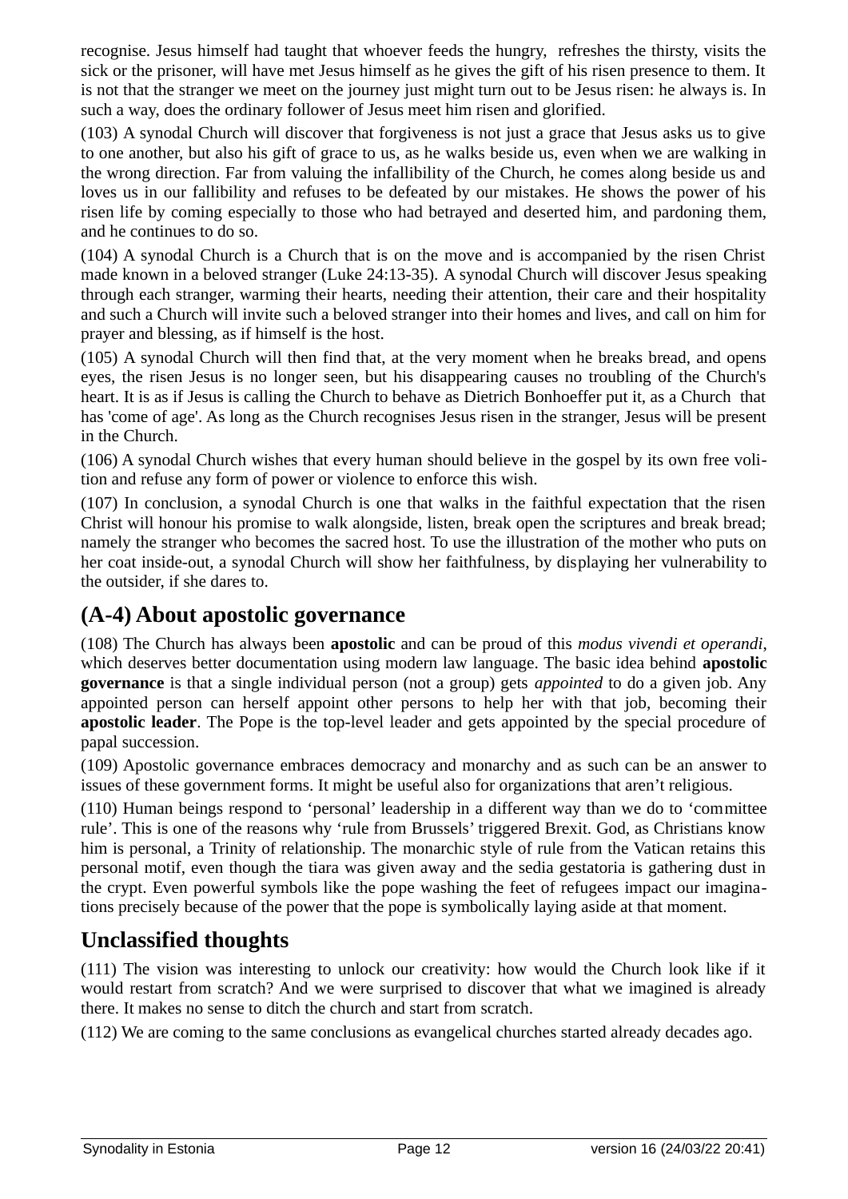recognise. Jesus himself had taught that whoever feeds the hungry, refreshes the thirsty, visits the sick or the prisoner, will have met Jesus himself as he gives the gift of his risen presence to them. It is not that the stranger we meet on the journey just might turn out to be Jesus risen: he always is. In such a way, does the ordinary follower of Jesus meet him risen and glorified.

(103) A synodal Church will discover that forgiveness is not just a grace that Jesus asks us to give to one another, but also his gift of grace to us, as he walks beside us, even when we are walking in the wrong direction. Far from valuing the infallibility of the Church, he comes along beside us and loves us in our fallibility and refuses to be defeated by our mistakes. He shows the power of his risen life by coming especially to those who had betrayed and deserted him, and pardoning them, and he continues to do so.

(104) A synodal Church is a Church that is on the move and is accompanied by the risen Christ made known in a beloved stranger (Luke 24:13-35). A synodal Church will discover Jesus speaking through each stranger, warming their hearts, needing their attention, their care and their hospitality and such a Church will invite such a beloved stranger into their homes and lives, and call on him for prayer and blessing, as if himself is the host.

(105) A synodal Church will then find that, at the very moment when he breaks bread, and opens eyes, the risen Jesus is no longer seen, but his disappearing causes no troubling of the Church's heart. It is as if Jesus is calling the Church to behave as Dietrich Bonhoeffer put it, as a Church that has 'come of age'. As long as the Church recognises Jesus risen in the stranger, Jesus will be present in the Church.

(106) A synodal Church wishes that every human should believe in the gospel by its own free volition and refuse any form of power or violence to enforce this wish.

(107) In conclusion, a synodal Church is one that walks in the faithful expectation that the risen Christ will honour his promise to walk alongside, listen, break open the scriptures and break bread; namely the stranger who becomes the sacred host. To use the illustration of the mother who puts on her coat inside-out, a synodal Church will show her faithfulness, by displaying her vulnerability to the outsider, if she dares to.

## (A-4) About apostolic governance

(108) The Church has always been **apostolic** and can be proud of this *modus vivendi et operandi*, which deserves better documentation using modern law language. The basic idea behind **apostolic governance** is that a single individual person (not a group) gets *appointed* to do a given job. Any appointed person can herself appoint other persons to help her with that job, becoming their **apostolic leader**. The Pope is the top-level leader and gets appointed by the special procedure of papal succession.

(109) Apostolic governance embraces democracy and monarchy and as such can be an answer to issues of these government forms. It might be useful also for organizations that aren't religious.

(110) Human beings respond to 'personal' leadership in a different way than we do to 'committee rule'. This is one of the reasons why 'rule from Brussels' triggered Brexit. God, as Christians know him is personal, a Trinity of relationship. The monarchic style of rule from the Vatican retains this personal motif, even though the tiara was given away and the sedia gestatoria is gathering dust in the crypt. Even powerful symbols like the pope washing the feet of refugees impact our imaginations precisely because of the power that the pope is symbolically laying aside at that moment.

## Unclassified thoughts

(111) The vision was interesting to unlock our creativity: how would the Church look like if it would restart from scratch? And we were surprised to discover that what we imagined is already there. It makes no sense to ditch the church and start from scratch.

(112) We are coming to the same conclusions as evangelical churches started already decades ago.